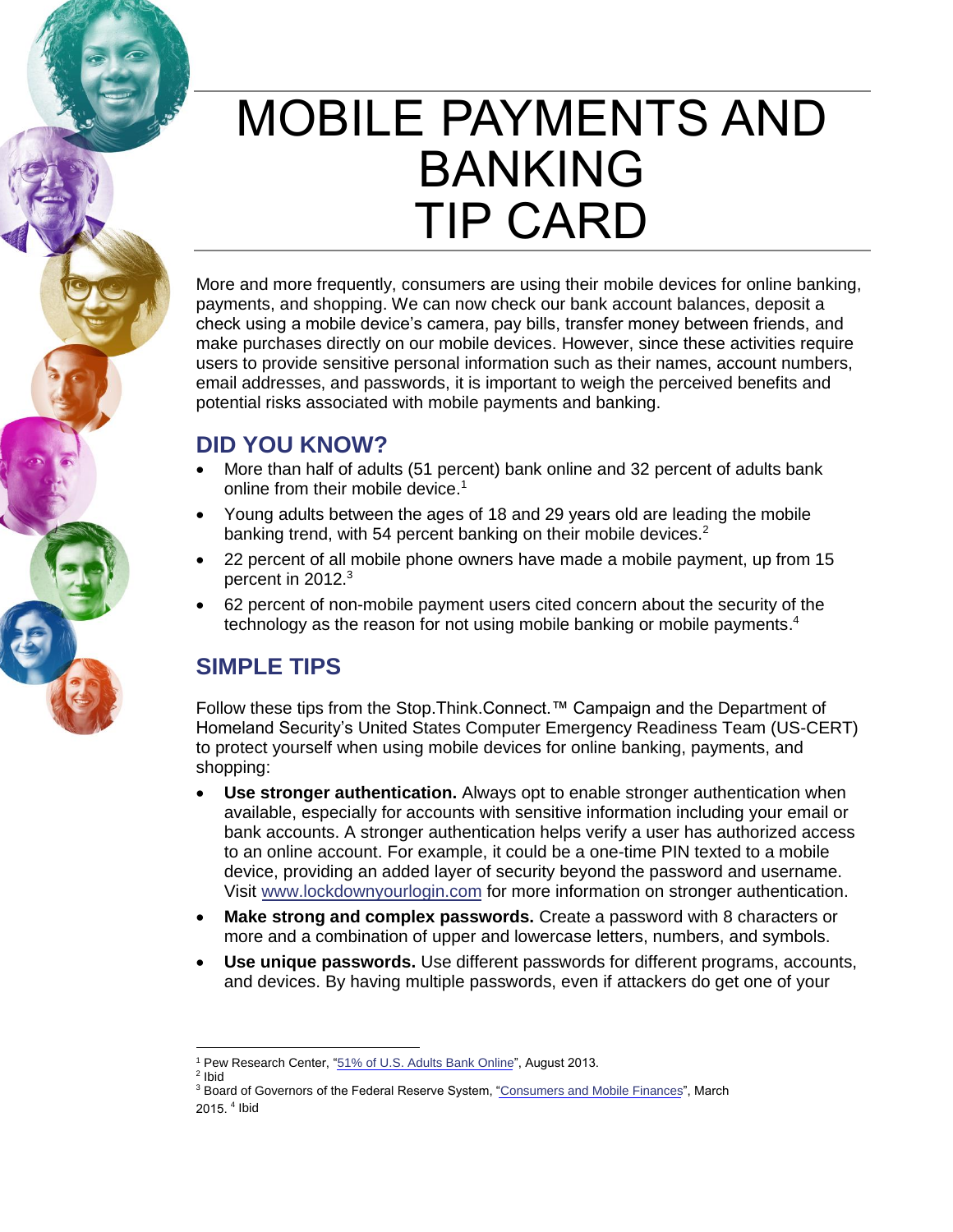# MOBILE PAYMENTS AND BANKING TIP CARD

More and more frequently, consumers are using their mobile devices for online banking, payments, and shopping. We can now check our bank account balances, deposit a check using a mobile device's camera, pay bills, transfer money between friends, and make purchases directly on our mobile devices. However, since these activities require users to provide sensitive personal information such as their names, account numbers, email addresses, and passwords, it is important to weigh the perceived benefits and potential risks associated with mobile payments and banking.

## DID YOU KNOW?

- More than half of adults (51 percent) bank online and 32 percent of adults bank online from their mobile device.[1]
- Young adults between the ages of 18 and 29 years old are leading the mobile banking trend, with 54 percent banking on their mobile devices.[2]
- 22 percent of all mobile phone owners have made a mobile payment, up from 15 percent in 2012.[3]
- 62 percent of non-mobile payment users cited concern about the security of the technology as the reason for not using mobile banking or mobile payments.[4]

## SIMPLE TIPS

Follow these tips from the Stop.Think.Connect.™ Campaign and the Department of Homeland Security's United States Computer Emergency Readiness Team (US-CERT) to protect yourself when using mobile devices for online banking, payments, and shopping:

- **Use stronger authentication.** Always opt to enable stronger authentication when available, especially for accounts with sensitive information including your email or bank accounts. A stronger authentication helps verify a user has authorized access to an online account. For example, it could be a one-time PIN texted to a mobile device, providing an added layer of security beyond the password and username. Visit www.lockdownyourlogin.com for more information on stronger authentication.
- **Make strong and complex passwords.** Create a password with 8 characters or more and a combination of upper and lowercase letters, numbers, and symbols.
- **Use unique passwords.** Use different passwords for different programs, accounts, and devices. By having multiple passwords, even if attackers do get one of your

---

[1] Pew Research Center, "51% of U.S. Adults Bank Online", August 2013.
[2] Ibid
[3] Board of Governors of the Federal Reserve System, "Consumers and Mobile Finances", March 2015.
[4] Ibid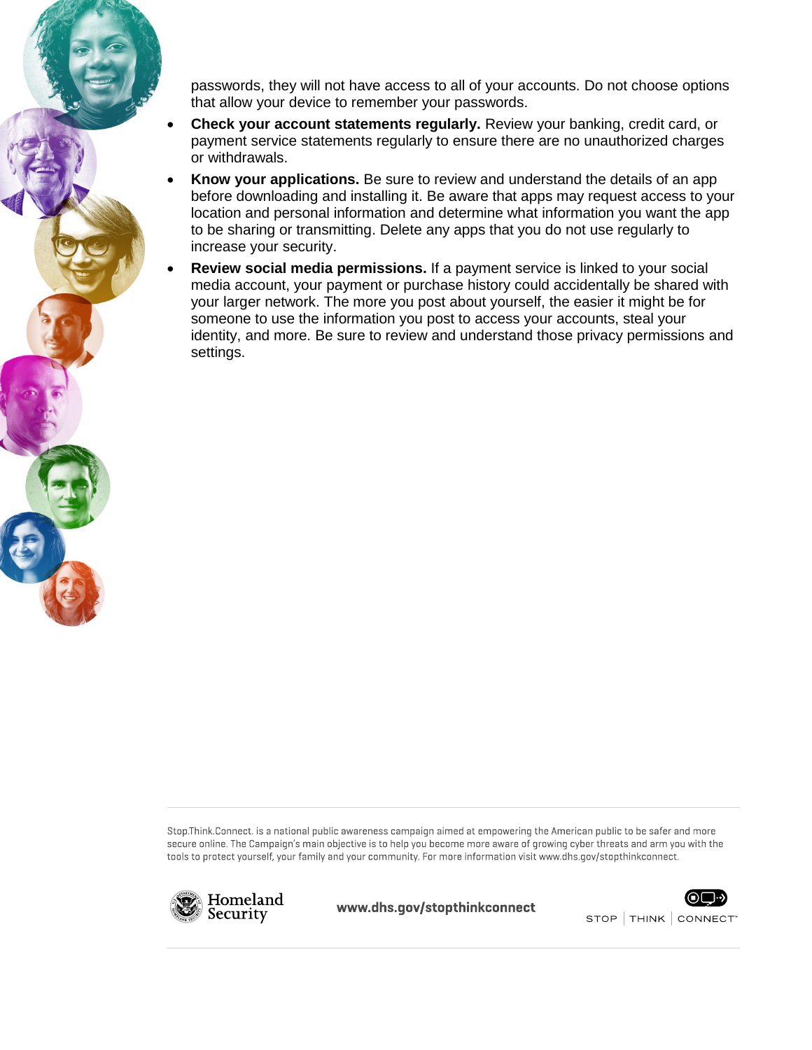passwords, they will not have access to all of your accounts. Do not choose options that allow your device to remember your passwords.

- **Check your account statements regularly.** Review your banking, credit card, or payment service statements regularly to ensure there are no unauthorized charges or withdrawals.
- **Know your applications.** Be sure to review and understand the details of an app before downloading and installing it. Be aware that apps may request access to your location and personal information and determine what information you want the app to be sharing or transmitting. Delete any apps that you do not use regularly to increase your security.
- **Review social media permissions.** If a payment service is linked to your social media account, your payment or purchase history could accidentally be shared with your larger network. The more you post about yourself, the easier it might be for someone to use the information you post to access your accounts, steal your identity, and more. Be sure to review and understand those privacy permissions and settings.

Stop.Think.Connect. is a national public awareness campaign aimed at empowering the American public to be safer and more secure online. The Campaign's main objective is to help you become more aware of growing cyber threats and arm you with the tools to protect yourself, your family and your community. For more information visit www.dhs.gov/stopthinkconnect.

Homeland Security

**www.dhs.gov/stopthinkconnect**

STOP | THINK | CONNECT™